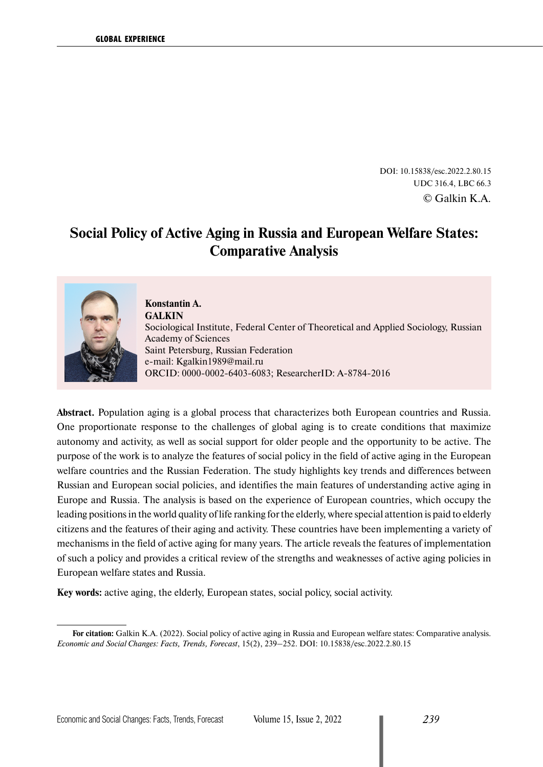DOI: 10.15838/esc.2022.2.80.15
UDC 316.4, LBC 66.3
© Galkin K.A.

# Social Policy of Active Aging in Russia and European Welfare States: Comparative Analysis

**Konstantin A. GALKIN**
Sociological Institute, Federal Center of Theoretical and Applied Sociology, Russian Academy of Sciences
Saint Petersburg, Russian Federation
e-mail: Kgalkin1989@mail.ru
ORCID: 0000-0002-6403-6083; ResearcherID: A-8784-2016

**Abstract.** Population aging is a global process that characterizes both European countries and Russia. One proportionate response to the challenges of global aging is to create conditions that maximize autonomy and activity, as well as social support for older people and the opportunity to be active. The purpose of the work is to analyze the features of social policy in the field of active aging in the European welfare countries and the Russian Federation. The study highlights key trends and differences between Russian and European social policies, and identifies the main features of understanding active aging in Europe and Russia. The analysis is based on the experience of European countries, which occupy the leading positions in the world quality of life ranking for the elderly, where special attention is paid to elderly citizens and the features of their aging and activity. These countries have been implementing a variety of mechanisms in the field of active aging for many years. The article reveals the features of implementation of such a policy and provides a critical review of the strengths and weaknesses of active aging policies in European welfare states and Russia.

**Key words:** active aging, the elderly, European states, social policy, social activity.

---

**For citation:** Galkin K.A. (2022). Social policy of active aging in Russia and European welfare states: Comparative analysis. *Economic and Social Changes: Facts, Trends, Forecast*, 15(2), 239–252. DOI: 10.15838/esc.2022.2.80.15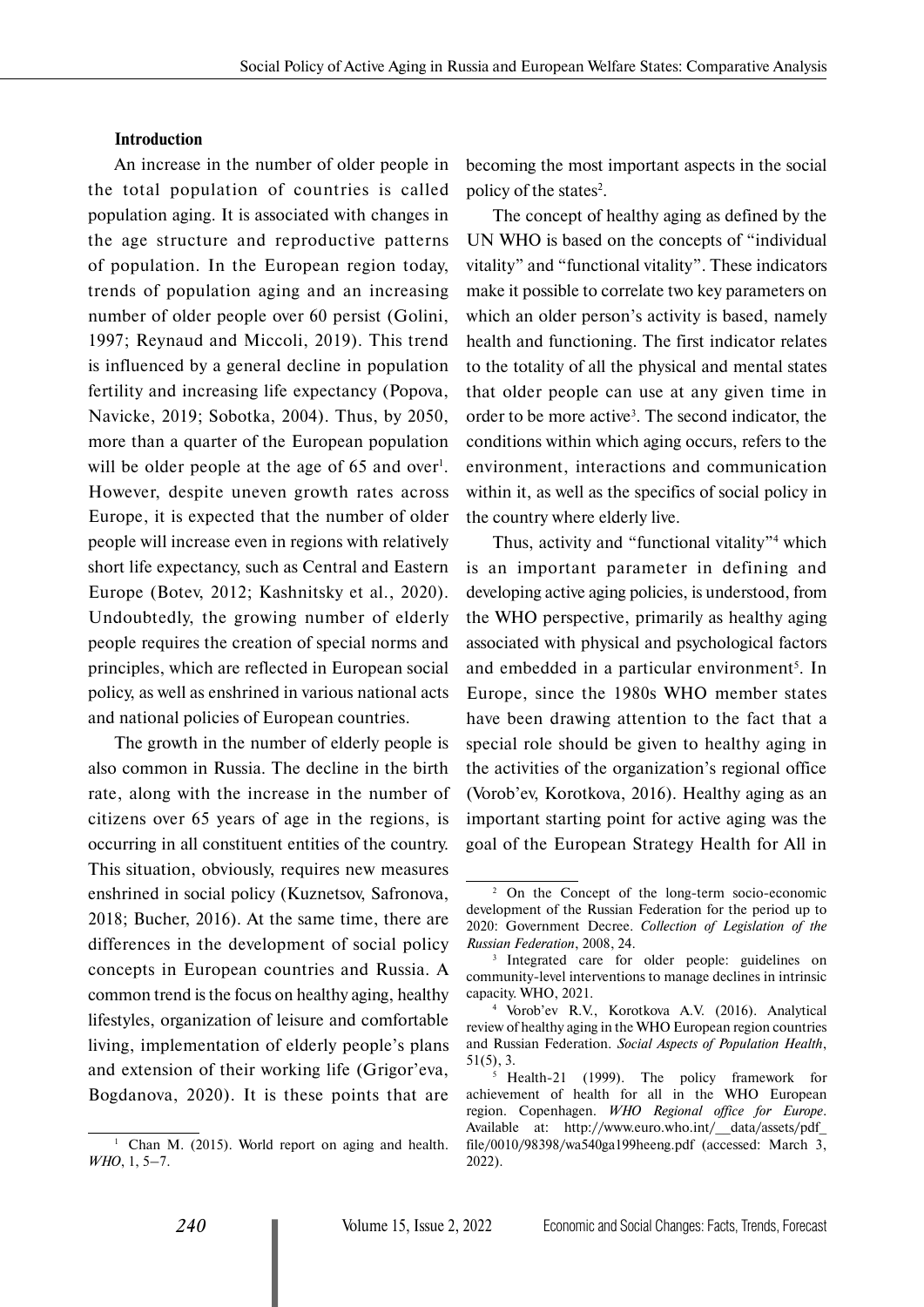## Introduction

An increase in the number of older people in the total population of countries is called population aging. It is associated with changes in the age structure and reproductive patterns of population. In the European region today, trends of population aging and an increasing number of older people over 60 persist (Golini, 1997; Reynaud and Miccoli, 2019). This trend is influenced by a general decline in population fertility and increasing life expectancy (Popova, Navicke, 2019; Sobotka, 2004). Thus, by 2050, more than a quarter of the European population will be older people at the age of 65 and over[1]. However, despite uneven growth rates across Europe, it is expected that the number of older people will increase even in regions with relatively short life expectancy, such as Central and Eastern Europe (Botev, 2012; Kashnitsky et al., 2020). Undoubtedly, the growing number of elderly people requires the creation of special norms and principles, which are reflected in European social policy, as well as enshrined in various national acts and national policies of European countries.

The growth in the number of elderly people is also common in Russia. The decline in the birth rate, along with the increase in the number of citizens over 65 years of age in the regions, is occurring in all constituent entities of the country. This situation, obviously, requires new measures enshrined in social policy (Kuznetsov, Safronova, 2018; Bucher, 2016). At the same time, there are differences in the development of social policy concepts in European countries and Russia. A common trend is the focus on healthy aging, healthy lifestyles, organization of leisure and comfortable living, implementation of elderly people's plans and extension of their working life (Grigor'eva, Bogdanova, 2020). It is these points that are becoming the most important aspects in the social policy of the states[2].

The concept of healthy aging as defined by the UN WHO is based on the concepts of "individual vitality" and "functional vitality". These indicators make it possible to correlate two key parameters on which an older person's activity is based, namely health and functioning. The first indicator relates to the totality of all the physical and mental states that older people can use at any given time in order to be more active[3]. The second indicator, the conditions within which aging occurs, refers to the environment, interactions and communication within it, as well as the specifics of social policy in the country where elderly live.

Thus, activity and "functional vitality"[4] which is an important parameter in defining and developing active aging policies, is understood, from the WHO perspective, primarily as healthy aging associated with physical and psychological factors and embedded in a particular environment[5]. In Europe, since the 1980s WHO member states have been drawing attention to the fact that a special role should be given to healthy aging in the activities of the organization's regional office (Vorob'ev, Korotkova, 2016). Healthy aging as an important starting point for active aging was the goal of the European Strategy Health for All in

---

[1] Chan M. (2015). World report on aging and health. *WHO*, 1, 5–7.

[2] On the Concept of the long-term socio-economic development of the Russian Federation for the period up to 2020: Government Decree. *Collection of Legislation of the Russian Federation*, 2008, 24.

[3] Integrated care for older people: guidelines on community-level interventions to manage declines in intrinsic capacity. WHO, 2021.

[4] Vorob'ev R.V., Korotkova A.V. (2016). Analytical review of healthy aging in the WHO European region countries and Russian Federation. *Social Aspects of Population Health*, 51(5), 3.

[5] Health-21 (1999). The policy framework for achievement of health for all in the WHO European region. Copenhagen. *WHO Regional office for Europe*. Available at: http://www.euro.who.int/__data/assets/pdf_file/0010/98398/wa540ga199heeng.pdf (accessed: March 3, 2022).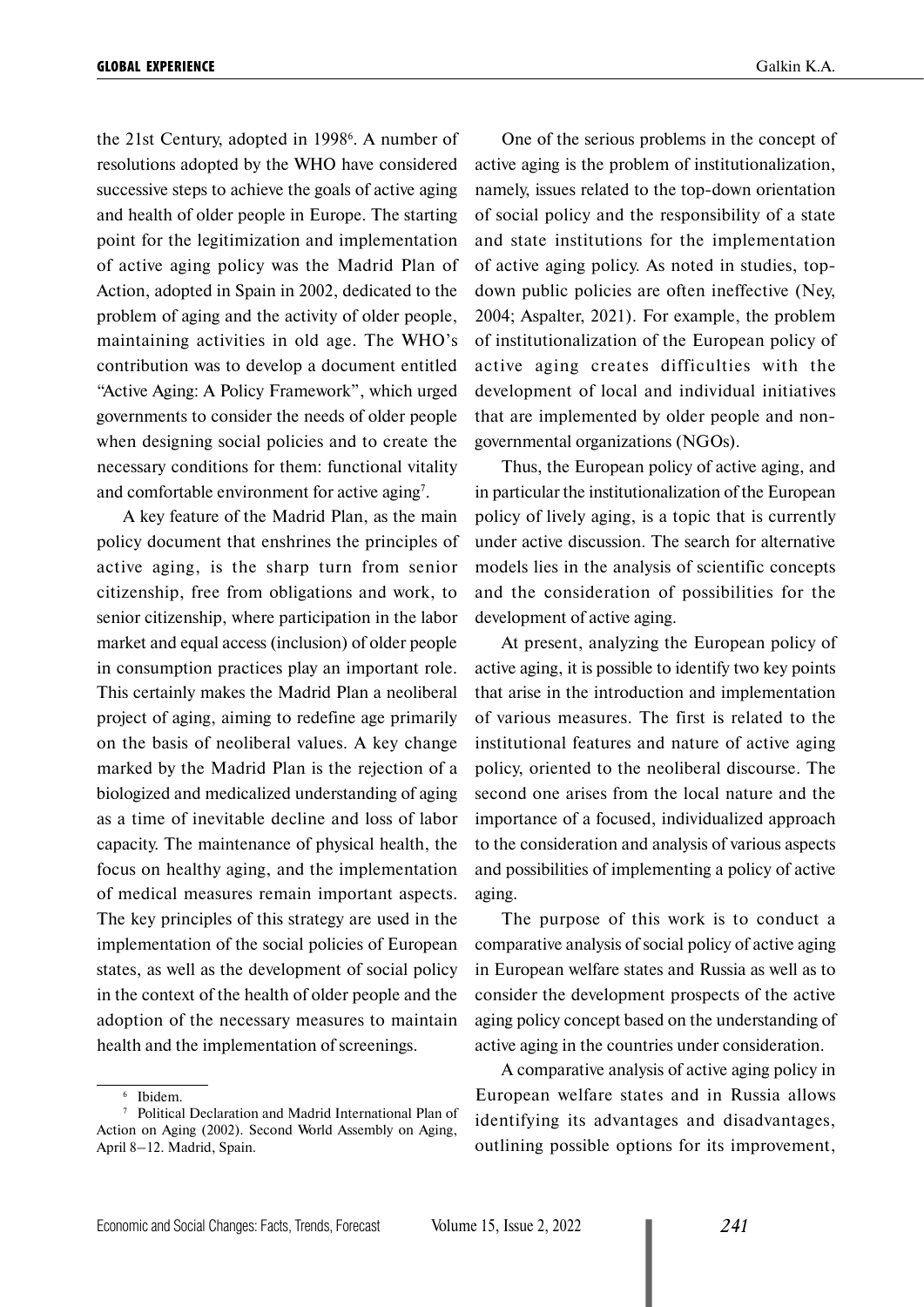the 21st Century, adopted in 1998[6]. A number of resolutions adopted by the WHO have considered successive steps to achieve the goals of active aging and health of older people in Europe. The starting point for the legitimization and implementation of active aging policy was the Madrid Plan of Action, adopted in Spain in 2002, dedicated to the problem of aging and the activity of older people, maintaining activities in old age. The WHO's contribution was to develop a document entitled "Active Aging: A Policy Framework", which urged governments to consider the needs of older people when designing social policies and to create the necessary conditions for them: functional vitality and comfortable environment for active aging[7].

A key feature of the Madrid Plan, as the main policy document that enshrines the principles of active aging, is the sharp turn from senior citizenship, free from obligations and work, to senior citizenship, where participation in the labor market and equal access (inclusion) of older people in consumption practices play an important role. This certainly makes the Madrid Plan a neoliberal project of aging, aiming to redefine age primarily on the basis of neoliberal values. A key change marked by the Madrid Plan is the rejection of a biologized and medicalized understanding of aging as a time of inevitable decline and loss of labor capacity. The maintenance of physical health, the focus on healthy aging, and the implementation of medical measures remain important aspects. The key principles of this strategy are used in the implementation of the social policies of European states, as well as the development of social policy in the context of the health of older people and the adoption of the necessary measures to maintain health and the implementation of screenings.

One of the serious problems in the concept of active aging is the problem of institutionalization, namely, issues related to the top-down orientation of social policy and the responsibility of a state and state institutions for the implementation of active aging policy. As noted in studies, top-down public policies are often ineffective (Ney, 2004; Aspalter, 2021). For example, the problem of institutionalization of the European policy of active aging creates difficulties with the development of local and individual initiatives that are implemented by older people and non-governmental organizations (NGOs).

Thus, the European policy of active aging, and in particular the institutionalization of the European policy of lively aging, is a topic that is currently under active discussion. The search for alternative models lies in the analysis of scientific concepts and the consideration of possibilities for the development of active aging.

At present, analyzing the European policy of active aging, it is possible to identify two key points that arise in the introduction and implementation of various measures. The first is related to the institutional features and nature of active aging policy, oriented to the neoliberal discourse. The second one arises from the local nature and the importance of a focused, individualized approach to the consideration and analysis of various aspects and possibilities of implementing a policy of active aging.

The purpose of this work is to conduct a comparative analysis of social policy of active aging in European welfare states and Russia as well as to consider the development prospects of the active aging policy concept based on the understanding of active aging in the countries under consideration.

A comparative analysis of active aging policy in European welfare states and in Russia allows identifying its advantages and disadvantages, outlining possible options for its improvement,

---

[6] Ibidem.

[7] Political Declaration and Madrid International Plan of Action on Aging (2002). Second World Assembly on Aging, April 8–12. Madrid, Spain.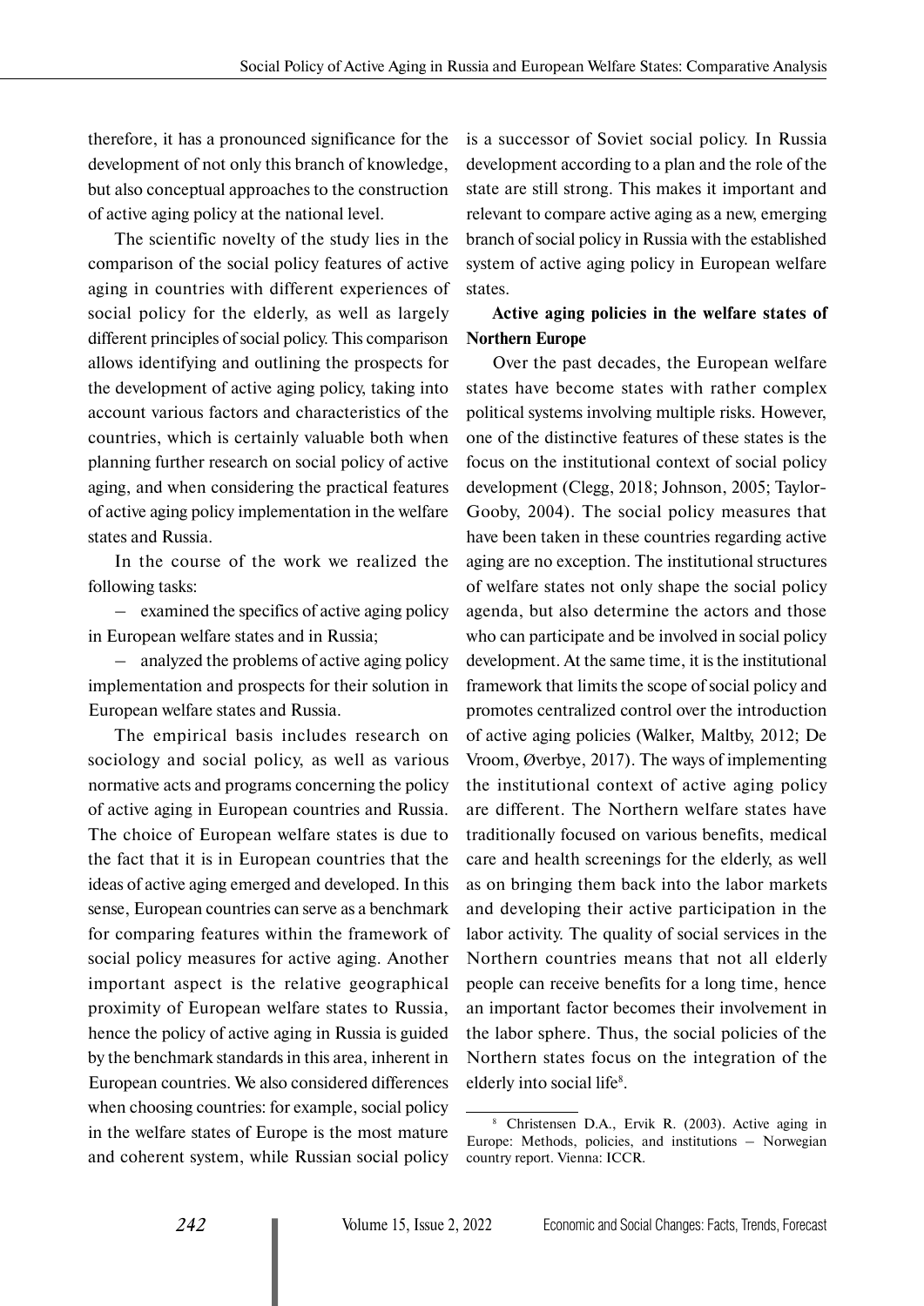therefore, it has a pronounced significance for the development of not only this branch of knowledge, but also conceptual approaches to the construction of active aging policy at the national level.

The scientific novelty of the study lies in the comparison of the social policy features of active aging in countries with different experiences of social policy for the elderly, as well as largely different principles of social policy. This comparison allows identifying and outlining the prospects for the development of active aging policy, taking into account various factors and characteristics of the countries, which is certainly valuable both when planning further research on social policy of active aging, and when considering the practical features of active aging policy implementation in the welfare states and Russia.

In the course of the work we realized the following tasks:

– examined the specifics of active aging policy in European welfare states and in Russia;

– analyzed the problems of active aging policy implementation and prospects for their solution in European welfare states and Russia.

The empirical basis includes research on sociology and social policy, as well as various normative acts and programs concerning the policy of active aging in European countries and Russia. The choice of European welfare states is due to the fact that it is in European countries that the ideas of active aging emerged and developed. In this sense, European countries can serve as a benchmark for comparing features within the framework of social policy measures for active aging. Another important aspect is the relative geographical proximity of European welfare states to Russia, hence the policy of active aging in Russia is guided by the benchmark standards in this area, inherent in European countries. We also considered differences when choosing countries: for example, social policy in the welfare states of Europe is the most mature and coherent system, while Russian social policy is a successor of Soviet social policy. In Russia development according to a plan and the role of the state are still strong. This makes it important and relevant to compare active aging as a new, emerging branch of social policy in Russia with the established system of active aging policy in European welfare states.

**Active aging policies in the welfare states of Northern Europe**

Over the past decades, the European welfare states have become states with rather complex political systems involving multiple risks. However, one of the distinctive features of these states is the focus on the institutional context of social policy development (Clegg, 2018; Johnson, 2005; Taylor-Gooby, 2004). The social policy measures that have been taken in these countries regarding active aging are no exception. The institutional structures of welfare states not only shape the social policy agenda, but also determine the actors and those who can participate and be involved in social policy development. At the same time, it is the institutional framework that limits the scope of social policy and promotes centralized control over the introduction of active aging policies (Walker, Maltby, 2012; De Vroom, Øverbye, 2017). The ways of implementing the institutional context of active aging policy are different. The Northern welfare states have traditionally focused on various benefits, medical care and health screenings for the elderly, as well as on bringing them back into the labor markets and developing their active participation in the labor activity. The quality of social services in the Northern countries means that not all elderly people can receive benefits for a long time, hence an important factor becomes their involvement in the labor sphere. Thus, the social policies of the Northern states focus on the integration of the elderly into social life[8].

[8] Christensen D.A., Ervik R. (2003). Active aging in Europe: Methods, policies, and institutions – Norwegian country report. Vienna: ICCR.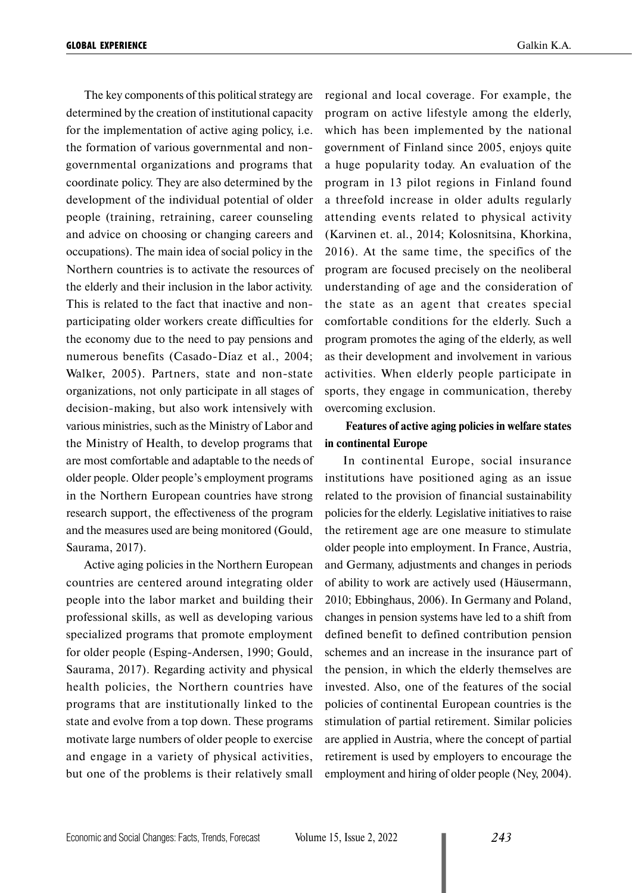The key components of this political strategy are determined by the creation of institutional capacity for the implementation of active aging policy, i.e. the formation of various governmental and non-governmental organizations and programs that coordinate policy. They are also determined by the development of the individual potential of older people (training, retraining, career counseling and advice on choosing or changing careers and occupations). The main idea of social policy in the Northern countries is to activate the resources of the elderly and their inclusion in the labor activity. This is related to the fact that inactive and non-participating older workers create difficulties for the economy due to the need to pay pensions and numerous benefits (Casado-Díaz et al., 2004; Walker, 2005). Partners, state and non-state organizations, not only participate in all stages of decision-making, but also work intensively with various ministries, such as the Ministry of Labor and the Ministry of Health, to develop programs that are most comfortable and adaptable to the needs of older people. Older people's employment programs in the Northern European countries have strong research support, the effectiveness of the program and the measures used are being monitored (Gould, Saurama, 2017).

Active aging policies in the Northern European countries are centered around integrating older people into the labor market and building their professional skills, as well as developing various specialized programs that promote employment for older people (Esping-Andersen, 1990; Gould, Saurama, 2017). Regarding activity and physical health policies, the Northern countries have programs that are institutionally linked to the state and evolve from a top down. These programs motivate large numbers of older people to exercise and engage in a variety of physical activities, but one of the problems is their relatively small regional and local coverage. For example, the program on active lifestyle among the elderly, which has been implemented by the national government of Finland since 2005, enjoys quite a huge popularity today. An evaluation of the program in 13 pilot regions in Finland found a threefold increase in older adults regularly attending events related to physical activity (Karvinen et. al., 2014; Kolosnitsina, Khorkina, 2016). At the same time, the specifics of the program are focused precisely on the neoliberal understanding of age and the consideration of the state as an agent that creates special comfortable conditions for the elderly. Such a program promotes the aging of the elderly, as well as their development and involvement in various activities. When elderly people participate in sports, they engage in communication, thereby overcoming exclusion.

**Features of active aging policies in welfare states in continental Europe**

In continental Europe, social insurance institutions have positioned aging as an issue related to the provision of financial sustainability policies for the elderly. Legislative initiatives to raise the retirement age are one measure to stimulate older people into employment. In France, Austria, and Germany, adjustments and changes in periods of ability to work are actively used (Häusermann, 2010; Ebbinghaus, 2006). In Germany and Poland, changes in pension systems have led to a shift from defined benefit to defined contribution pension schemes and an increase in the insurance part of the pension, in which the elderly themselves are invested. Also, one of the features of the social policies of continental European countries is the stimulation of partial retirement. Similar policies are applied in Austria, where the concept of partial retirement is used by employers to encourage the employment and hiring of older people (Ney, 2004).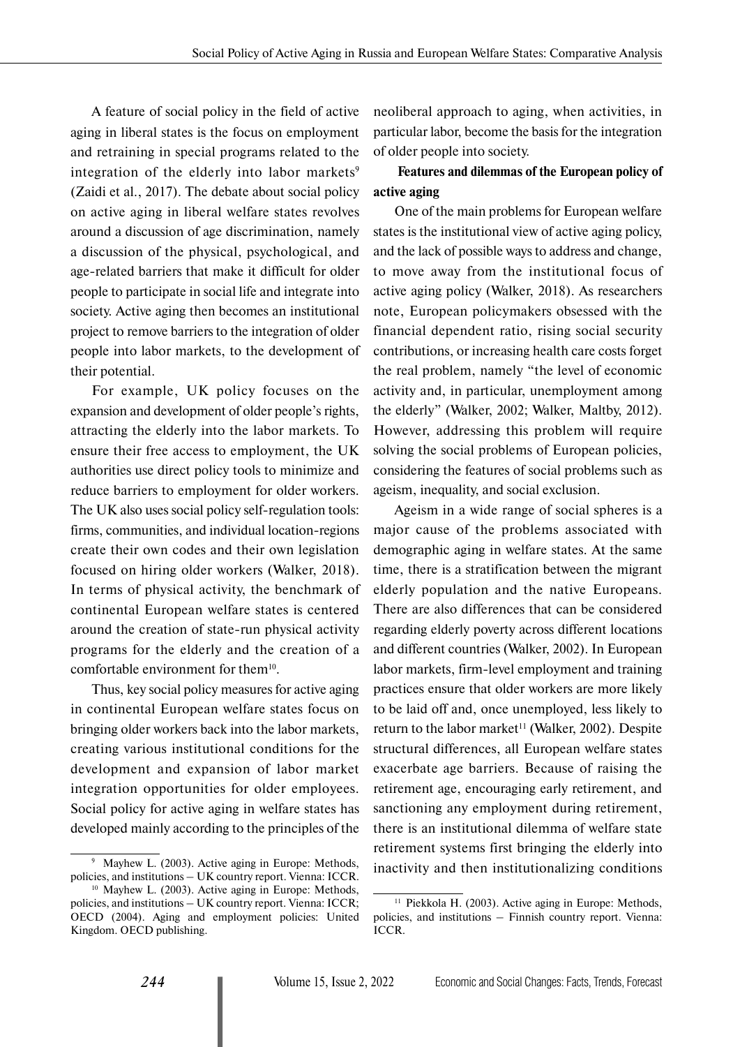A feature of social policy in the field of active aging in liberal states is the focus on employment and retraining in special programs related to the integration of the elderly into labor markets[9] (Zaidi et al., 2017). The debate about social policy on active aging in liberal welfare states revolves around a discussion of age discrimination, namely a discussion of the physical, psychological, and age-related barriers that make it difficult for older people to participate in social life and integrate into society. Active aging then becomes an institutional project to remove barriers to the integration of older people into labor markets, to the development of their potential.

For example, UK policy focuses on the expansion and development of older people's rights, attracting the elderly into the labor markets. To ensure their free access to employment, the UK authorities use direct policy tools to minimize and reduce barriers to employment for older workers. The UK also uses social policy self-regulation tools: firms, communities, and individual location-regions create their own codes and their own legislation focused on hiring older workers (Walker, 2018). In terms of physical activity, the benchmark of continental European welfare states is centered around the creation of state-run physical activity programs for the elderly and the creation of a comfortable environment for them[10].

Thus, key social policy measures for active aging in continental European welfare states focus on bringing older workers back into the labor markets, creating various institutional conditions for the development and expansion of labor market integration opportunities for older employees. Social policy for active aging in welfare states has developed mainly according to the principles of the neoliberal approach to aging, when activities, in particular labor, become the basis for the integration of older people into society.

**Features and dilemmas of the European policy of active aging**

One of the main problems for European welfare states is the institutional view of active aging policy, and the lack of possible ways to address and change, to move away from the institutional focus of active aging policy (Walker, 2018). As researchers note, European policymakers obsessed with the financial dependent ratio, rising social security contributions, or increasing health care costs forget the real problem, namely "the level of economic activity and, in particular, unemployment among the elderly" (Walker, 2002; Walker, Maltby, 2012). However, addressing this problem will require solving the social problems of European policies, considering the features of social problems such as ageism, inequality, and social exclusion.

Ageism in a wide range of social spheres is a major cause of the problems associated with demographic aging in welfare states. At the same time, there is a stratification between the migrant elderly population and the native Europeans. There are also differences that can be considered regarding elderly poverty across different locations and different countries (Walker, 2002). In European labor markets, firm-level employment and training practices ensure that older workers are more likely to be laid off and, once unemployed, less likely to return to the labor market[11] (Walker, 2002). Despite structural differences, all European welfare states exacerbate age barriers. Because of raising the retirement age, encouraging early retirement, and sanctioning any employment during retirement, there is an institutional dilemma of welfare state retirement systems first bringing the elderly into inactivity and then institutionalizing conditions

---

[9] Mayhew L. (2003). Active aging in Europe: Methods, policies, and institutions – UK country report. Vienna: ICCR.

[10] Mayhew L. (2003). Active aging in Europe: Methods, policies, and institutions – UK country report. Vienna: ICCR; OECD (2004). Aging and employment policies: United Kingdom. OECD publishing.

[11] Piekkola H. (2003). Active aging in Europe: Methods, policies, and institutions – Finnish country report. Vienna: ICCR.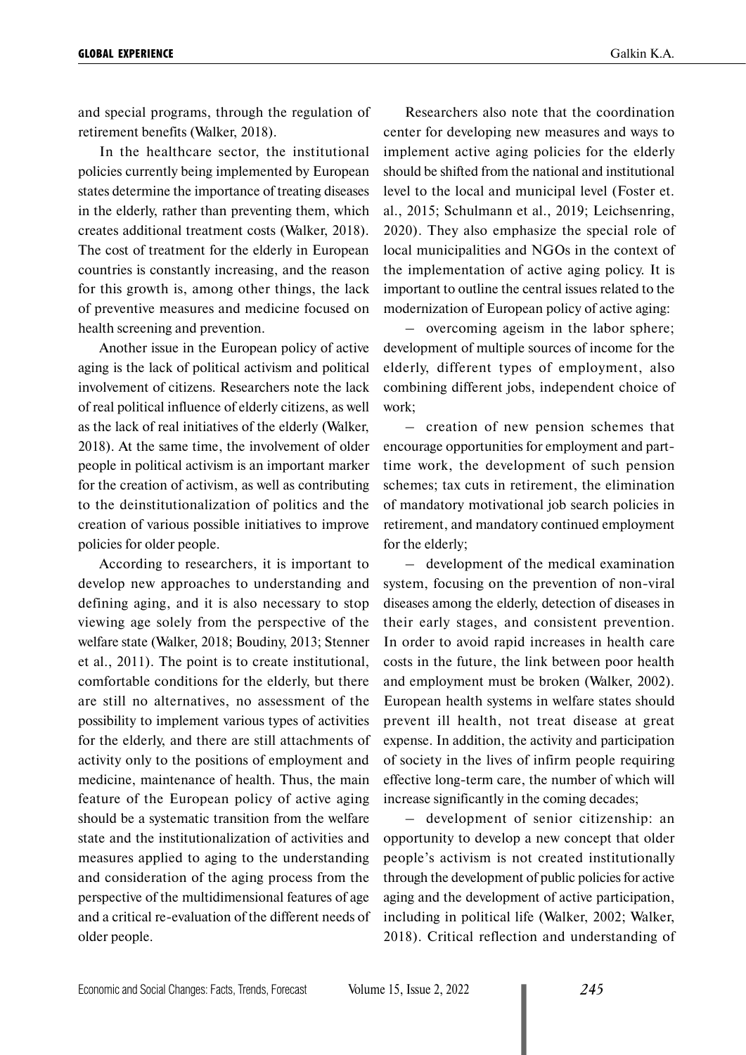and special programs, through the regulation of retirement benefits (Walker, 2018).

In the healthcare sector, the institutional policies currently being implemented by European states determine the importance of treating diseases in the elderly, rather than preventing them, which creates additional treatment costs (Walker, 2018). The cost of treatment for the elderly in European countries is constantly increasing, and the reason for this growth is, among other things, the lack of preventive measures and medicine focused on health screening and prevention.

Another issue in the European policy of active aging is the lack of political activism and political involvement of citizens. Researchers note the lack of real political influence of elderly citizens, as well as the lack of real initiatives of the elderly (Walker, 2018). At the same time, the involvement of older people in political activism is an important marker for the creation of activism, as well as contributing to the deinstitutionalization of politics and the creation of various possible initiatives to improve policies for older people.

According to researchers, it is important to develop new approaches to understanding and defining aging, and it is also necessary to stop viewing age solely from the perspective of the welfare state (Walker, 2018; Boudiny, 2013; Stenner et al., 2011). The point is to create institutional, comfortable conditions for the elderly, but there are still no alternatives, no assessment of the possibility to implement various types of activities for the elderly, and there are still attachments of activity only to the positions of employment and medicine, maintenance of health. Thus, the main feature of the European policy of active aging should be a systematic transition from the welfare state and the institutionalization of activities and measures applied to aging to the understanding and consideration of the aging process from the perspective of the multidimensional features of age and a critical re-evaluation of the different needs of older people.

Researchers also note that the coordination center for developing new measures and ways to implement active aging policies for the elderly should be shifted from the national and institutional level to the local and municipal level (Foster et. al., 2015; Schulmann et al., 2019; Leichsenring, 2020). They also emphasize the special role of local municipalities and NGOs in the context of the implementation of active aging policy. It is important to outline the central issues related to the modernization of European policy of active aging:

– overcoming ageism in the labor sphere; development of multiple sources of income for the elderly, different types of employment, also combining different jobs, independent choice of work;

– creation of new pension schemes that encourage opportunities for employment and part-time work, the development of such pension schemes; tax cuts in retirement, the elimination of mandatory motivational job search policies in retirement, and mandatory continued employment for the elderly;

– development of the medical examination system, focusing on the prevention of non-viral diseases among the elderly, detection of diseases in their early stages, and consistent prevention. In order to avoid rapid increases in health care costs in the future, the link between poor health and employment must be broken (Walker, 2002). European health systems in welfare states should prevent ill health, not treat disease at great expense. In addition, the activity and participation of society in the lives of infirm people requiring effective long-term care, the number of which will increase significantly in the coming decades;

– development of senior citizenship: an opportunity to develop a new concept that older people's activism is not created institutionally through the development of public policies for active aging and the development of active participation, including in political life (Walker, 2002; Walker, 2018). Critical reflection and understanding of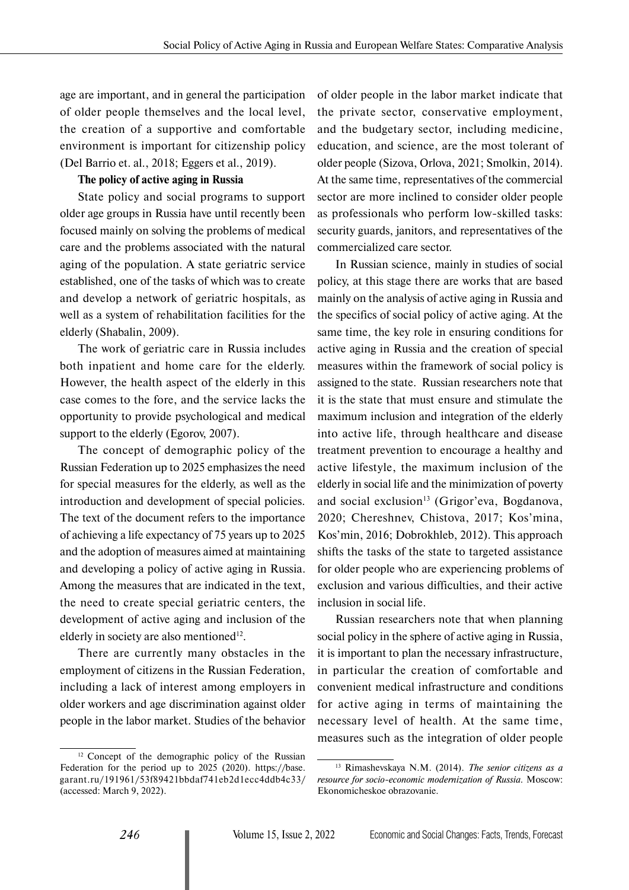age are important, and in general the participation of older people themselves and the local level, the creation of a supportive and comfortable environment is important for citizenship policy (Del Barrio et. al., 2018; Eggers et al., 2019).

**The policy of active aging in Russia**

State policy and social programs to support older age groups in Russia have until recently been focused mainly on solving the problems of medical care and the problems associated with the natural aging of the population. A state geriatric service established, one of the tasks of which was to create and develop a network of geriatric hospitals, as well as a system of rehabilitation facilities for the elderly (Shabalin, 2009).

The work of geriatric care in Russia includes both inpatient and home care for the elderly. However, the health aspect of the elderly in this case comes to the fore, and the service lacks the opportunity to provide psychological and medical support to the elderly (Egorov, 2007).

The concept of demographic policy of the Russian Federation up to 2025 emphasizes the need for special measures for the elderly, as well as the introduction and development of special policies. The text of the document refers to the importance of achieving a life expectancy of 75 years up to 2025 and the adoption of measures aimed at maintaining and developing a policy of active aging in Russia. Among the measures that are indicated in the text, the need to create special geriatric centers, the development of active aging and inclusion of the elderly in society are also mentioned[12].

There are currently many obstacles in the employment of citizens in the Russian Federation, including a lack of interest among employers in older workers and age discrimination against older people in the labor market. Studies of the behavior of older people in the labor market indicate that the private sector, conservative employment, and the budgetary sector, including medicine, education, and science, are the most tolerant of older people (Sizova, Orlova, 2021; Smolkin, 2014). At the same time, representatives of the commercial sector are more inclined to consider older people as professionals who perform low-skilled tasks: security guards, janitors, and representatives of the commercialized care sector.

In Russian science, mainly in studies of social policy, at this stage there are works that are based mainly on the analysis of active aging in Russia and the specifics of social policy of active aging. At the same time, the key role in ensuring conditions for active aging in Russia and the creation of special measures within the framework of social policy is assigned to the state. Russian researchers note that it is the state that must ensure and stimulate the maximum inclusion and integration of the elderly into active life, through healthcare and disease treatment prevention to encourage a healthy and active lifestyle, the maximum inclusion of the elderly in social life and the minimization of poverty and social exclusion[13] (Grigor'eva, Bogdanova, 2020; Chereshnev, Chistova, 2017; Kos'mina, Kos'min, 2016; Dobrokhleb, 2012). This approach shifts the tasks of the state to targeted assistance for older people who are experiencing problems of exclusion and various difficulties, and their active inclusion in social life.

Russian researchers note that when planning social policy in the sphere of active aging in Russia, it is important to plan the necessary infrastructure, in particular the creation of comfortable and convenient medical infrastructure and conditions for active aging in terms of maintaining the necessary level of health. At the same time, measures such as the integration of older people

---

[12] Concept of the demographic policy of the Russian Federation for the period up to 2025 (2020). https://base.garant.ru/191961/53f89421bbdaf741eb2d1ecc4ddb4c33/ (accessed: March 9, 2022).

[13] Rimashevskaya N.M. (2014). *The senior citizens as a resource for socio-economic modernization of Russia*. Moscow: Ekonomicheskoe obrazovanie.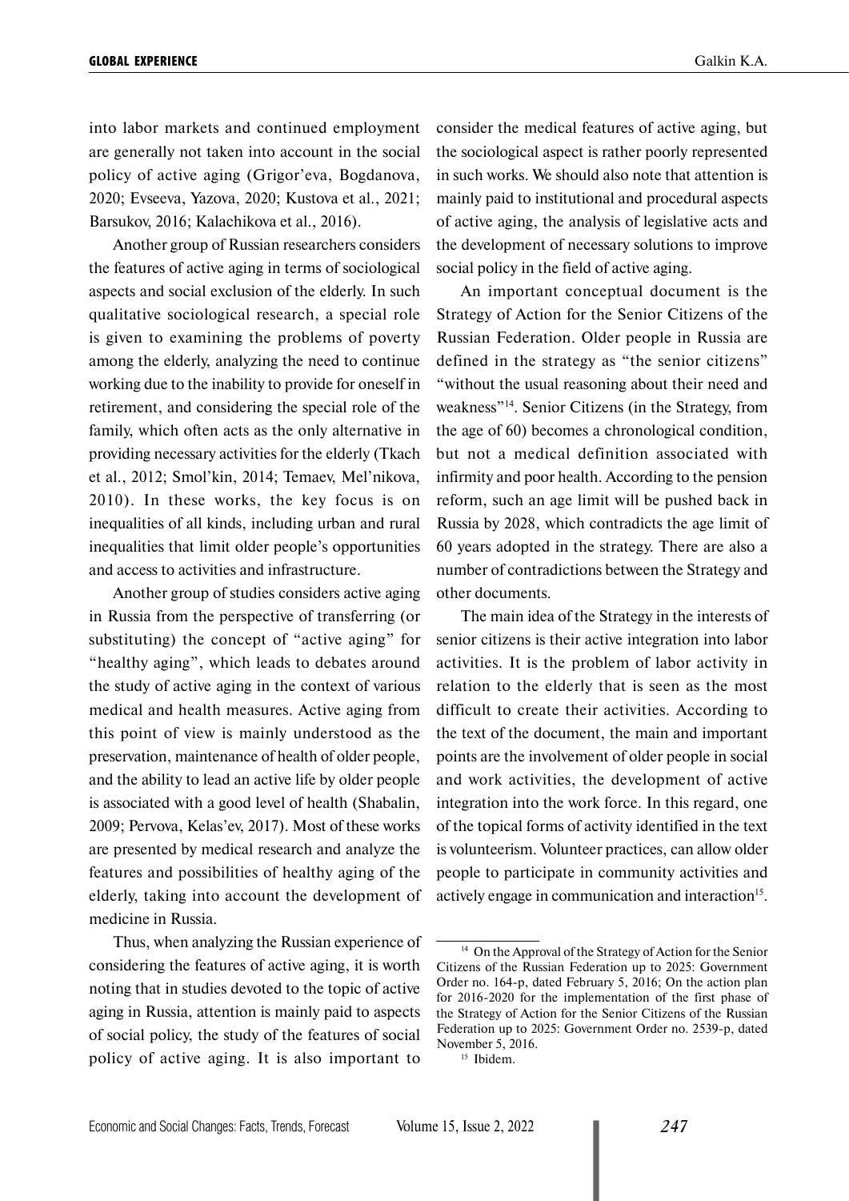into labor markets and continued employment are generally not taken into account in the social policy of active aging (Grigor'eva, Bogdanova, 2020; Evseeva, Yazova, 2020; Kustova et al., 2021; Barsukov, 2016; Kalachikova et al., 2016).

Another group of Russian researchers considers the features of active aging in terms of sociological aspects and social exclusion of the elderly. In such qualitative sociological research, a special role is given to examining the problems of poverty among the elderly, analyzing the need to continue working due to the inability to provide for oneself in retirement, and considering the special role of the family, which often acts as the only alternative in providing necessary activities for the elderly (Tkach et al., 2012; Smol'kin, 2014; Temaev, Mel'nikova, 2010). In these works, the key focus is on inequalities of all kinds, including urban and rural inequalities that limit older people's opportunities and access to activities and infrastructure.

Another group of studies considers active aging in Russia from the perspective of transferring (or substituting) the concept of "active aging" for "healthy aging", which leads to debates around the study of active aging in the context of various medical and health measures. Active aging from this point of view is mainly understood as the preservation, maintenance of health of older people, and the ability to lead an active life by older people is associated with a good level of health (Shabalin, 2009; Pervova, Kelas'ev, 2017). Most of these works are presented by medical research and analyze the features and possibilities of healthy aging of the elderly, taking into account the development of medicine in Russia.

Thus, when analyzing the Russian experience of considering the features of active aging, it is worth noting that in studies devoted to the topic of active aging in Russia, attention is mainly paid to aspects of social policy, the study of the features of social policy of active aging. It is also important to consider the medical features of active aging, but the sociological aspect is rather poorly represented in such works. We should also note that attention is mainly paid to institutional and procedural aspects of active aging, the analysis of legislative acts and the development of necessary solutions to improve social policy in the field of active aging.

An important conceptual document is the Strategy of Action for the Senior Citizens of the Russian Federation. Older people in Russia are defined in the strategy as "the senior citizens" "without the usual reasoning about their need and weakness"[14]. Senior Citizens (in the Strategy, from the age of 60) becomes a chronological condition, but not a medical definition associated with infirmity and poor health. According to the pension reform, such an age limit will be pushed back in Russia by 2028, which contradicts the age limit of 60 years adopted in the strategy. There are also a number of contradictions between the Strategy and other documents.

The main idea of the Strategy in the interests of senior citizens is their active integration into labor activities. It is the problem of labor activity in relation to the elderly that is seen as the most difficult to create their activities. According to the text of the document, the main and important points are the involvement of older people in social and work activities, the development of active integration into the work force. In this regard, one of the topical forms of activity identified in the text is volunteerism. Volunteer practices, can allow older people to participate in community activities and actively engage in communication and interaction[15].

---

[14] On the Approval of the Strategy of Action for the Senior Citizens of the Russian Federation up to 2025: Government Order no. 164-p, dated February 5, 2016; On the action plan for 2016-2020 for the implementation of the first phase of the Strategy of Action for the Senior Citizens of the Russian Federation up to 2025: Government Order no. 2539-p, dated November 5, 2016.

[15] Ibidem.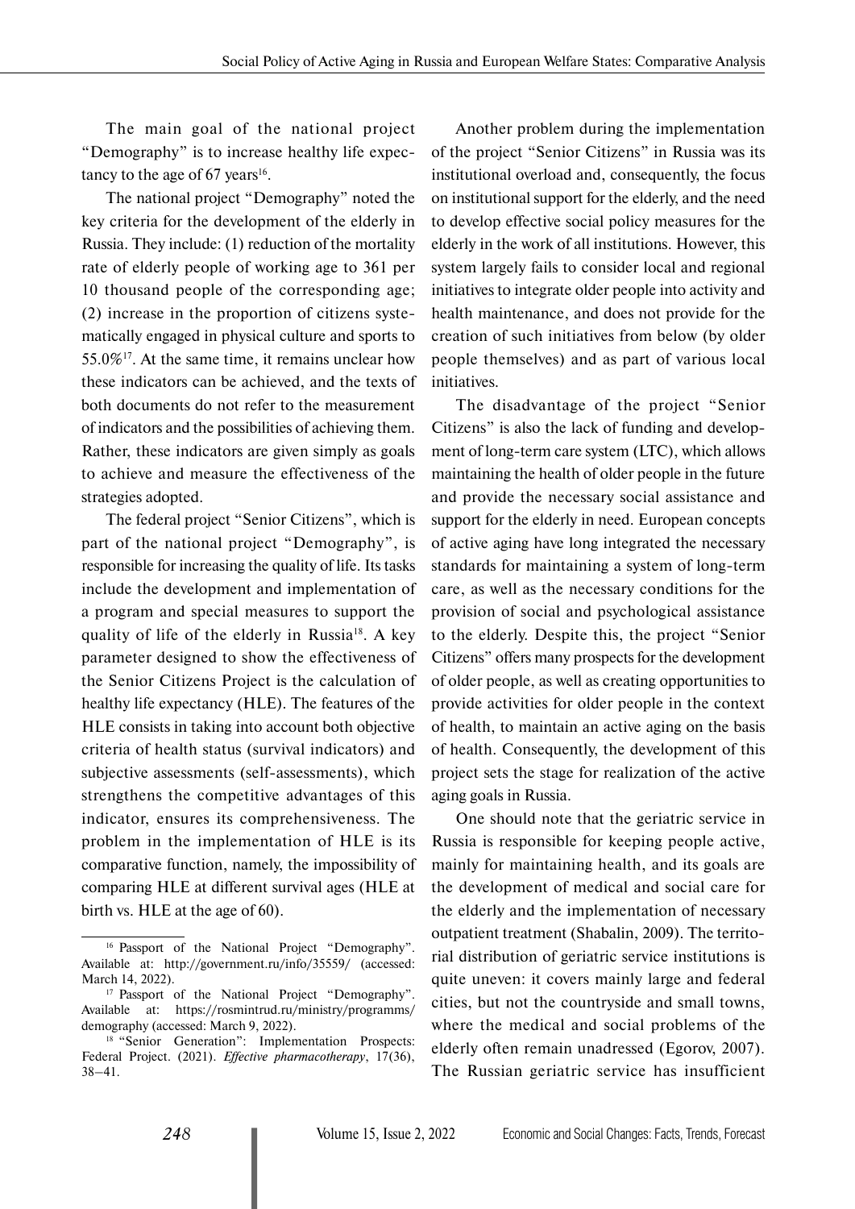The main goal of the national project "Demography" is to increase healthy life expectancy to the age of 67 years[16].

The national project "Demography" noted the key criteria for the development of the elderly in Russia. They include: (1) reduction of the mortality rate of elderly people of working age to 361 per 10 thousand people of the corresponding age; (2) increase in the proportion of citizens systematically engaged in physical culture and sports to 55.0%[17]. At the same time, it remains unclear how these indicators can be achieved, and the texts of both documents do not refer to the measurement of indicators and the possibilities of achieving them. Rather, these indicators are given simply as goals to achieve and measure the effectiveness of the strategies adopted.

The federal project "Senior Citizens", which is part of the national project "Demography", is responsible for increasing the quality of life. Its tasks include the development and implementation of a program and special measures to support the quality of life of the elderly in Russia[18]. A key parameter designed to show the effectiveness of the Senior Citizens Project is the calculation of healthy life expectancy (HLE). The features of the HLE consists in taking into account both objective criteria of health status (survival indicators) and subjective assessments (self-assessments), which strengthens the competitive advantages of this indicator, ensures its comprehensiveness. The problem in the implementation of HLE is its comparative function, namely, the impossibility of comparing HLE at different survival ages (HLE at birth vs. HLE at the age of 60).

Another problem during the implementation of the project "Senior Citizens" in Russia was its institutional overload and, consequently, the focus on institutional support for the elderly, and the need to develop effective social policy measures for the elderly in the work of all institutions. However, this system largely fails to consider local and regional initiatives to integrate older people into activity and health maintenance, and does not provide for the creation of such initiatives from below (by older people themselves) and as part of various local initiatives.

The disadvantage of the project "Senior Citizens" is also the lack of funding and development of long-term care system (LTC), which allows maintaining the health of older people in the future and provide the necessary social assistance and support for the elderly in need. European concepts of active aging have long integrated the necessary standards for maintaining a system of long-term care, as well as the necessary conditions for the provision of social and psychological assistance to the elderly. Despite this, the project "Senior Citizens" offers many prospects for the development of older people, as well as creating opportunities to provide activities for older people in the context of health, to maintain an active aging on the basis of health. Consequently, the development of this project sets the stage for realization of the active aging goals in Russia.

One should note that the geriatric service in Russia is responsible for keeping people active, mainly for maintaining health, and its goals are the development of medical and social care for the elderly and the implementation of necessary outpatient treatment (Shabalin, 2009). The territorial distribution of geriatric service institutions is quite uneven: it covers mainly large and federal cities, but not the countryside and small towns, where the medical and social problems of the elderly often remain unadressed (Egorov, 2007). The Russian geriatric service has insufficient

---

[16] Passport of the National Project "Demography". Available at: http://government.ru/info/35559/ (accessed: March 14, 2022).

[17] Passport of the National Project "Demography". Available at: https://rosmintrud.ru/ministry/programms/demography (accessed: March 9, 2022).

[18] "Senior Generation": Implementation Prospects: Federal Project. (2021). *Effective pharmacotherapy*, 17(36), 38–41.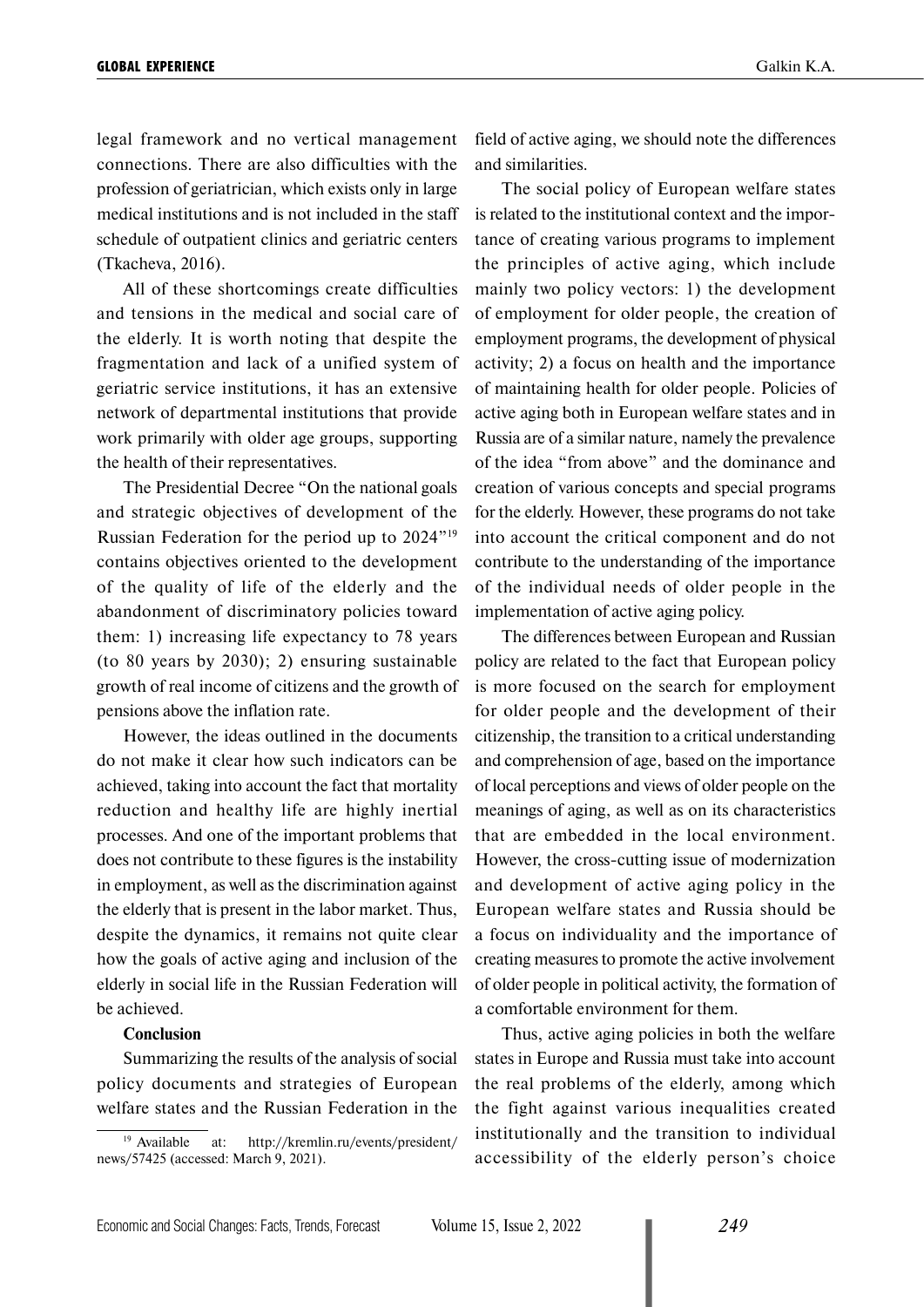legal framework and no vertical management connections. There are also difficulties with the profession of geriatrician, which exists only in large medical institutions and is not included in the staff schedule of outpatient clinics and geriatric centers (Tkacheva, 2016).

All of these shortcomings create difficulties and tensions in the medical and social care of the elderly. It is worth noting that despite the fragmentation and lack of a unified system of geriatric service institutions, it has an extensive network of departmental institutions that provide work primarily with older age groups, supporting the health of their representatives.

The Presidential Decree "On the national goals and strategic objectives of development of the Russian Federation for the period up to 2024"[19] contains objectives oriented to the development of the quality of life of the elderly and the abandonment of discriminatory policies toward them: 1) increasing life expectancy to 78 years (to 80 years by 2030); 2) ensuring sustainable growth of real income of citizens and the growth of pensions above the inflation rate.

However, the ideas outlined in the documents do not make it clear how such indicators can be achieved, taking into account the fact that mortality reduction and healthy life are highly inertial processes. And one of the important problems that does not contribute to these figures is the instability in employment, as well as the discrimination against the elderly that is present in the labor market. Thus, despite the dynamics, it remains not quite clear how the goals of active aging and inclusion of the elderly in social life in the Russian Federation will be achieved.

## Conclusion

Summarizing the results of the analysis of social policy documents and strategies of European welfare states and the Russian Federation in the field of active aging, we should note the differences and similarities.

The social policy of European welfare states is related to the institutional context and the importance of creating various programs to implement the principles of active aging, which include mainly two policy vectors: 1) the development of employment for older people, the creation of employment programs, the development of physical activity; 2) a focus on health and the importance of maintaining health for older people. Policies of active aging both in European welfare states and in Russia are of a similar nature, namely the prevalence of the idea "from above" and the dominance and creation of various concepts and special programs for the elderly. However, these programs do not take into account the critical component and do not contribute to the understanding of the importance of the individual needs of older people in the implementation of active aging policy.

The differences between European and Russian policy are related to the fact that European policy is more focused on the search for employment for older people and the development of their citizenship, the transition to a critical understanding and comprehension of age, based on the importance of local perceptions and views of older people on the meanings of aging, as well as on its characteristics that are embedded in the local environment. However, the cross-cutting issue of modernization and development of active aging policy in the European welfare states and Russia should be a focus on individuality and the importance of creating measures to promote the active involvement of older people in political activity, the formation of a comfortable environment for them.

Thus, active aging policies in both the welfare states in Europe and Russia must take into account the real problems of the elderly, among which the fight against various inequalities created institutionally and the transition to individual accessibility of the elderly person's choice

---

[19] Available at: http://kremlin.ru/events/president/news/57425 (accessed: March 9, 2021).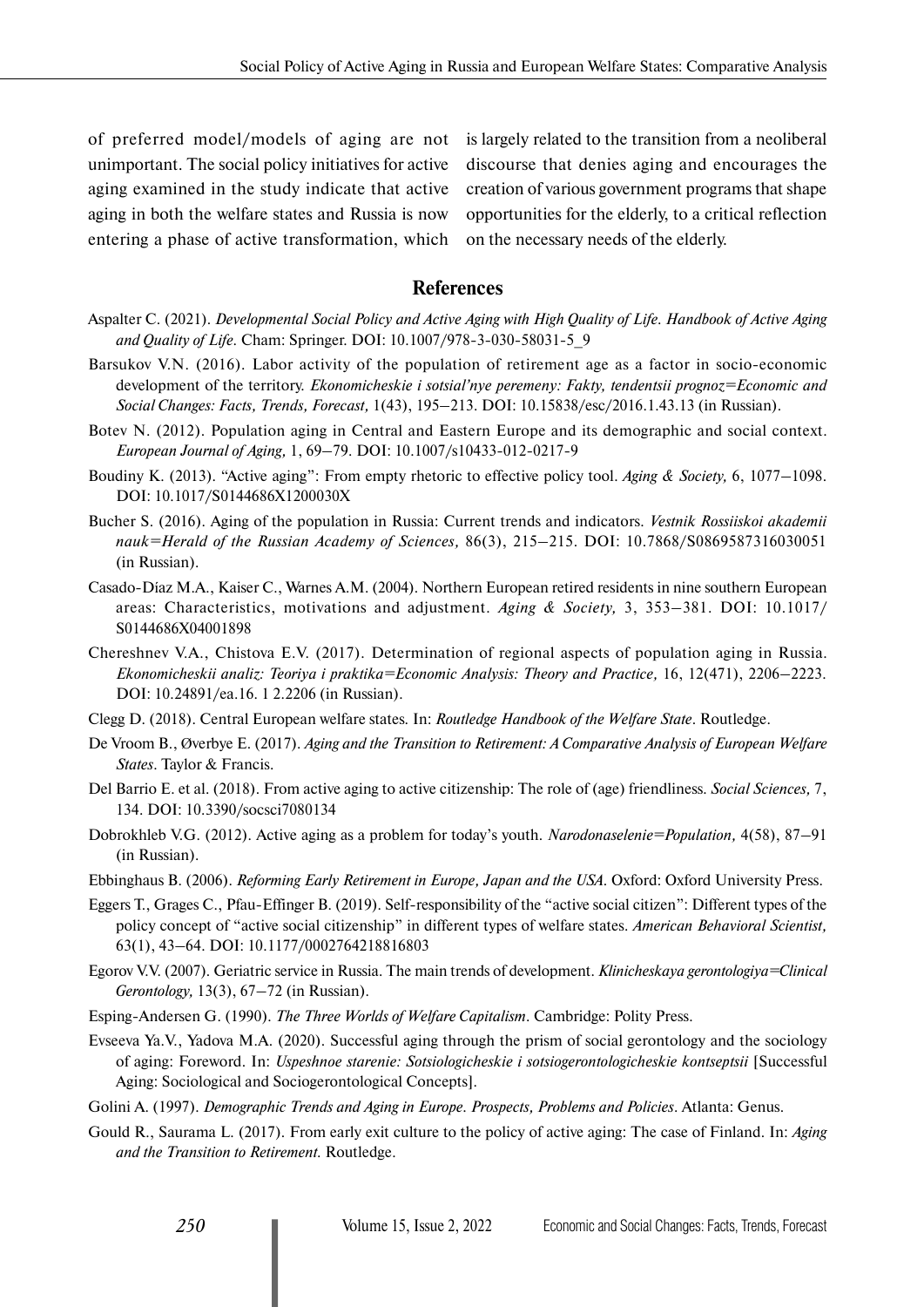of preferred model/models of aging are not unimportant. The social policy initiatives for active aging examined in the study indicate that active aging in both the welfare states and Russia is now entering a phase of active transformation, which is largely related to the transition from a neoliberal discourse that denies aging and encourages the creation of various government programs that shape opportunities for the elderly, to a critical reflection on the necessary needs of the elderly.

## References

Aspalter C. (2021). *Developmental Social Policy and Active Aging with High Quality of Life. Handbook of Active Aging and Quality of Life*. Cham: Springer. DOI: 10.1007/978-3-030-58031-5_9

Barsukov V.N. (2016). Labor activity of the population of retirement age as a factor in socio-economic development of the territory. *Ekonomicheskie i sotsial'nye peremeny: Fakty, tendentsii prognoz=Economic and Social Changes: Facts, Trends, Forecast,* 1(43), 195–213. DOI: 10.15838/esc/2016.1.43.13 (in Russian).

Botev N. (2012). Population aging in Central and Eastern Europe and its demographic and social context. *European Journal of Aging,* 1, 69–79. DOI: 10.1007/s10433-012-0217-9

Boudiny K. (2013). "Active aging": From empty rhetoric to effective policy tool. *Aging & Society,* 6, 1077–1098. DOI: 10.1017/S0144686X1200030X

Bucher S. (2016). Aging of the population in Russia: Current trends and indicators. *Vestnik Rossiiskoi akademii nauk=Herald of the Russian Academy of Sciences,* 86(3), 215–215. DOI: 10.7868/S0869587316030051 (in Russian).

Casado-Díaz M.A., Kaiser C., Warnes A.M. (2004). Northern European retired residents in nine southern European areas: Characteristics, motivations and adjustment. *Aging & Society,* 3, 353–381. DOI: 10.1017/S0144686X04001898

Chereshnev V.A., Chistova E.V. (2017). Determination of regional aspects of population aging in Russia. *Ekonomicheskii analiz: Teoriya i praktika=Economic Analysis: Theory and Practice,* 16, 12(471), 2206–2223. DOI: 10.24891/ea.16. 1 2.2206 (in Russian).

Clegg D. (2018). Central European welfare states. In: *Routledge Handbook of the Welfare State*. Routledge.

De Vroom B., Øverbye E. (2017). *Aging and the Transition to Retirement: A Comparative Analysis of European Welfare States*. Taylor & Francis.

Del Barrio E. et al. (2018). From active aging to active citizenship: The role of (age) friendliness. *Social Sciences,* 7, 134. DOI: 10.3390/socsci7080134

Dobrokhleb V.G. (2012). Active aging as a problem for today's youth. *Narodonaselenie=Population,* 4(58), 87–91 (in Russian).

Ebbinghaus B. (2006). *Reforming Early Retirement in Europe, Japan and the USA*. Oxford: Oxford University Press.

Eggers T., Grages C., Pfau-Effinger B. (2019). Self-responsibility of the "active social citizen": Different types of the policy concept of "active social citizenship" in different types of welfare states. *American Behavioral Scientist,* 63(1), 43–64. DOI: 10.1177/0002764218816803

Egorov V.V. (2007). Geriatric service in Russia. The main trends of development. *Klinicheskaya gerontologiya=Clinical Gerontology,* 13(3), 67–72 (in Russian).

Esping-Andersen G. (1990). *The Three Worlds of Welfare Capitalism*. Cambridge: Polity Press.

Evseeva Ya.V., Yadova M.A. (2020). Successful aging through the prism of social gerontology and the sociology of aging: Foreword. In: *Uspeshnoe starenie: Sotsiologicheskie i sotsiogerontologicheskie kontseptsii* [Successful Aging: Sociological and Sociogerontological Concepts].

Golini A. (1997). *Demographic Trends and Aging in Europe. Prospects, Problems and Policies*. Atlanta: Genus.

Gould R., Saurama L. (2017). From early exit culture to the policy of active aging: The case of Finland. In: *Aging and the Transition to Retirement.* Routledge.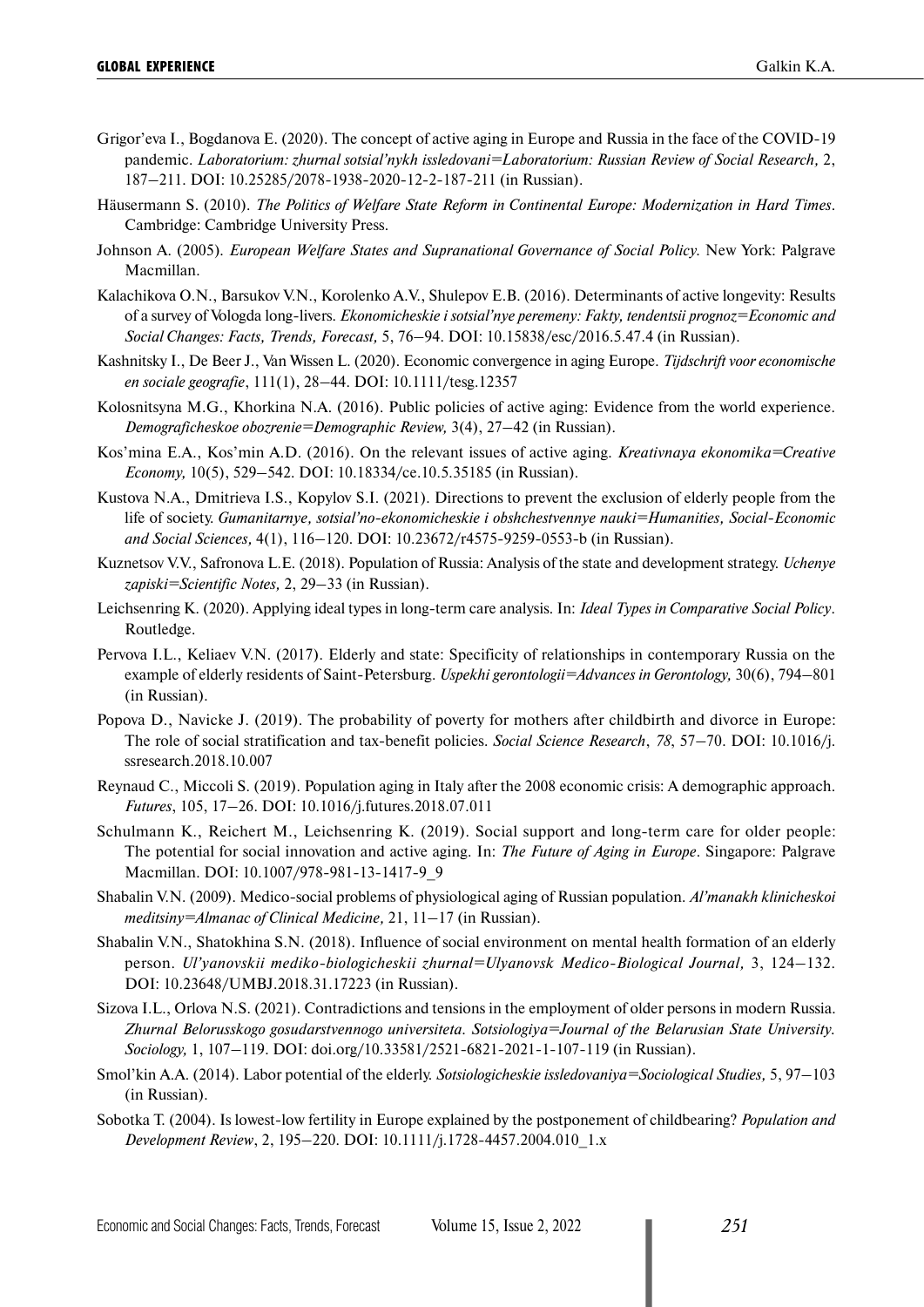Grigor'eva I., Bogdanova E. (2020). The concept of active aging in Europe and Russia in the face of the COVID-19 pandemic. *Laboratorium: zhurnal sotsial'nykh issledovani=Laboratorium: Russian Review of Social Research,* 2, 187–211. DOI: 10.25285/2078-1938-2020-12-2-187-211 (in Russian).

Häusermann S. (2010). *The Politics of Welfare State Reform in Continental Europe: Modernization in Hard Times*. Cambridge: Cambridge University Press.

Johnson A. (2005). *European Welfare States and Supranational Governance of Social Policy*. New York: Palgrave Macmillan.

Kalachikova O.N., Barsukov V.N., Korolenko A.V., Shulepov E.B. (2016). Determinants of active longevity: Results of a survey of Vologda long-livers. *Ekonomicheskie i sotsial'nye peremeny: Fakty, tendentsii prognoz=Economic and Social Changes: Facts, Trends, Forecast,* 5, 76–94. DOI: 10.15838/esc/2016.5.47.4 (in Russian).

Kashnitsky I., De Beer J., Van Wissen L. (2020). Economic convergence in aging Europe. *Tijdschrift voor economische en sociale geografie*, 111(1), 28–44. DOI: 10.1111/tesg.12357

Kolosnitsyna M.G., Khorkina N.A. (2016). Public policies of active aging: Evidence from the world experience. *Demograficheskoe obozrenie=Demographic Review,* 3(4), 27–42 (in Russian).

Kos'mina E.A., Kos'min A.D. (2016). On the relevant issues of active aging. *Kreativnaya ekonomika=Creative Economy,* 10(5), 529–542. DOI: 10.18334/ce.10.5.35185 (in Russian).

Kustova N.A., Dmitrieva I.S., Kopylov S.I. (2021). Directions to prevent the exclusion of elderly people from the life of society. *Gumanitarnye, sotsial'no-ekonomicheskie i obshchestvennye nauki=Humanities, Social-Economic and Social Sciences,* 4(1), 116–120. DOI: 10.23672/r4575-9259-0553-b (in Russian).

Kuznetsov V.V., Safronova L.E. (2018). Population of Russia: Analysis of the state and development strategy. *Uchenye zapiski=Scientific Notes,* 2, 29–33 (in Russian).

Leichsenring K. (2020). Applying ideal types in long-term care analysis. In: *Ideal Types in Comparative Social Policy*. Routledge.

Pervova I.L., Keliaev V.N. (2017). Elderly and state: Specificity of relationships in contemporary Russia on the example of elderly residents of Saint-Petersburg. *Uspekhi gerontologii=Advances in Gerontology,* 30(6), 794–801 (in Russian).

Popova D., Navicke J. (2019). The probability of poverty for mothers after childbirth and divorce in Europe: The role of social stratification and tax-benefit policies. *Social Science Research*, *78*, 57–70. DOI: 10.1016/j.ssresearch.2018.10.007

Reynaud C., Miccoli S. (2019). Population aging in Italy after the 2008 economic crisis: A demographic approach. *Futures*, 105, 17–26. DOI: 10.1016/j.futures.2018.07.011

Schulmann K., Reichert M., Leichsenring K. (2019). Social support and long-term care for older people: The potential for social innovation and active aging. In: *The Future of Aging in Europe*. Singapore: Palgrave Macmillan. DOI: 10.1007/978-981-13-1417-9_9

Shabalin V.N. (2009). Medico-social problems of physiological aging of Russian population. *Al'manakh klinicheskoi meditsiny=Almanac of Clinical Medicine,* 21, 11–17 (in Russian).

Shabalin V.N., Shatokhina S.N. (2018). Influence of social environment on mental health formation of an elderly person. *Ul'yanovskii mediko-biologicheskii zhurnal=Ulyanovsk Medico-Biological Journal,* 3, 124–132. DOI: 10.23648/UMBJ.2018.31.17223 (in Russian).

Sizova I.L., Orlova N.S. (2021). Contradictions and tensions in the employment of older persons in modern Russia. *Zhurnal Belorusskogo gosudarstvennogo universiteta. Sotsiologiya=Journal of the Belarusian State University. Sociology,* 1, 107–119. DOI: doi.org/10.33581/2521-6821-2021-1-107-119 (in Russian).

Smol'kin A.A. (2014). Labor potential of the elderly. *Sotsiologicheskie issledovaniya=Sociological Studies,* 5, 97–103 (in Russian).

Sobotka T. (2004). Is lowest-low fertility in Europe explained by the postponement of childbearing? *Population and Development Review*, 2, 195–220. DOI: 10.1111/j.1728-4457.2004.010_1.x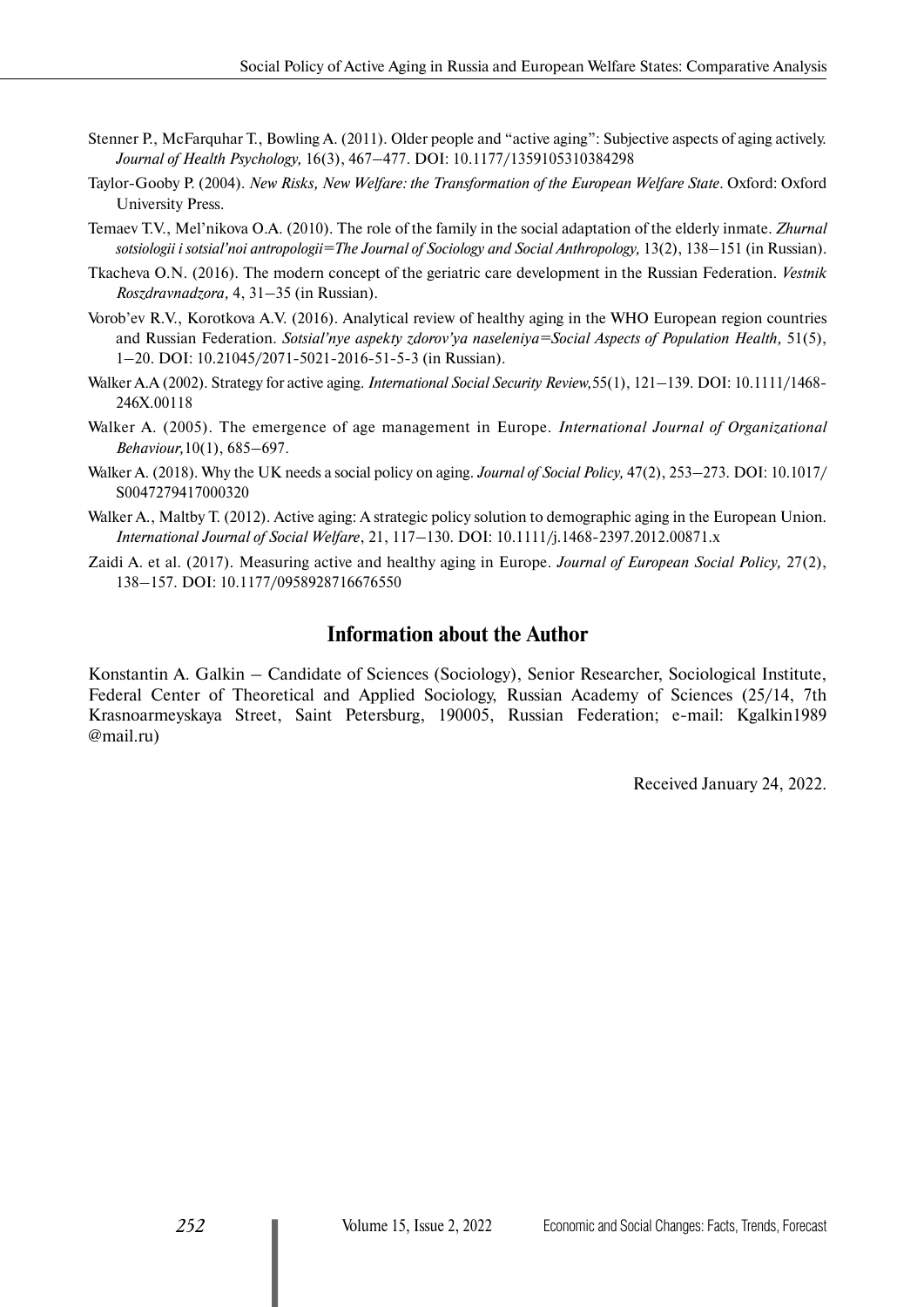Stenner P., McFarquhar T., Bowling A. (2011). Older people and “active aging”: Subjective aspects of aging actively. *Journal of Health Psychology,* 16(3), 467–477. DOI: 10.1177/1359105310384298

Taylor-Gooby P. (2004). *New Risks, New Welfare: the Transformation of the European Welfare State*. Oxford: Oxford University Press.

Temaev T.V., Mel’nikova O.A. (2010). The role of the family in the social adaptation of the elderly inmate. *Zhurnal sotsiologii i sotsial’noi antropologii=The Journal of Sociology and Social Anthropology,* 13(2), 138–151 (in Russian).

Tkacheva O.N. (2016). The modern concept of the geriatric care development in the Russian Federation. *Vestnik Roszdravnadzora,* 4, 31–35 (in Russian).

Vorob’ev R.V., Korotkova A.V. (2016). Analytical review of healthy aging in the WHO European region countries and Russian Federation. *Sotsial’nye aspekty zdorov’ya naseleniya=Social Aspects of Population Health,* 51(5), 1–20. DOI: 10.21045/2071-5021-2016-51-5-3 (in Russian).

Walker A.A (2002). Strategy for active aging. *International Social Security Review,*55(1), 121–139. DOI: 10.1111/1468-246X.00118

Walker A. (2005). The emergence of age management in Europe. *International Journal of Organizational Behaviour,*10(1), 685–697.

Walker A. (2018). Why the UK needs a social policy on aging. *Journal of Social Policy,* 47(2), 253–273. DOI: 10.1017/S0047279417000320

Walker A., Maltby T. (2012). Active aging: A strategic policy solution to demographic aging in the European Union. *International Journal of Social Welfare*, 21, 117–130. DOI: 10.1111/j.1468-2397.2012.00871.x

Zaidi A. et al. (2017). Measuring active and healthy aging in Europe. *Journal of European Social Policy,* 27(2), 138–157. DOI: 10.1177/0958928716676550

## Information about the Author

Konstantin A. Galkin – Candidate of Sciences (Sociology), Senior Researcher, Sociological Institute, Federal Center of Theoretical and Applied Sociology, Russian Academy of Sciences (25/14, 7th Krasnoarmeyskaya Street, Saint Petersburg, 190005, Russian Federation; e-mail: Kgalkin1989@mail.ru)

Received January 24, 2022.